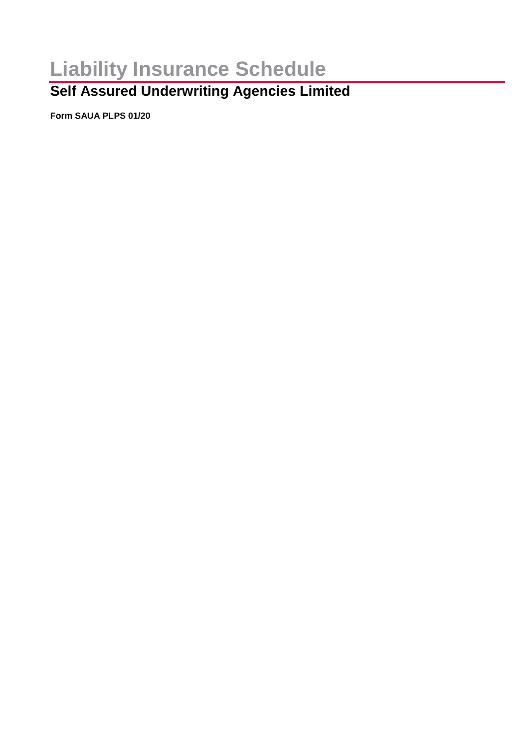# Liability Insurance Schedule

## Self Assured Underwriting Agencies Limited

**Form SAUA PLPS 01/20**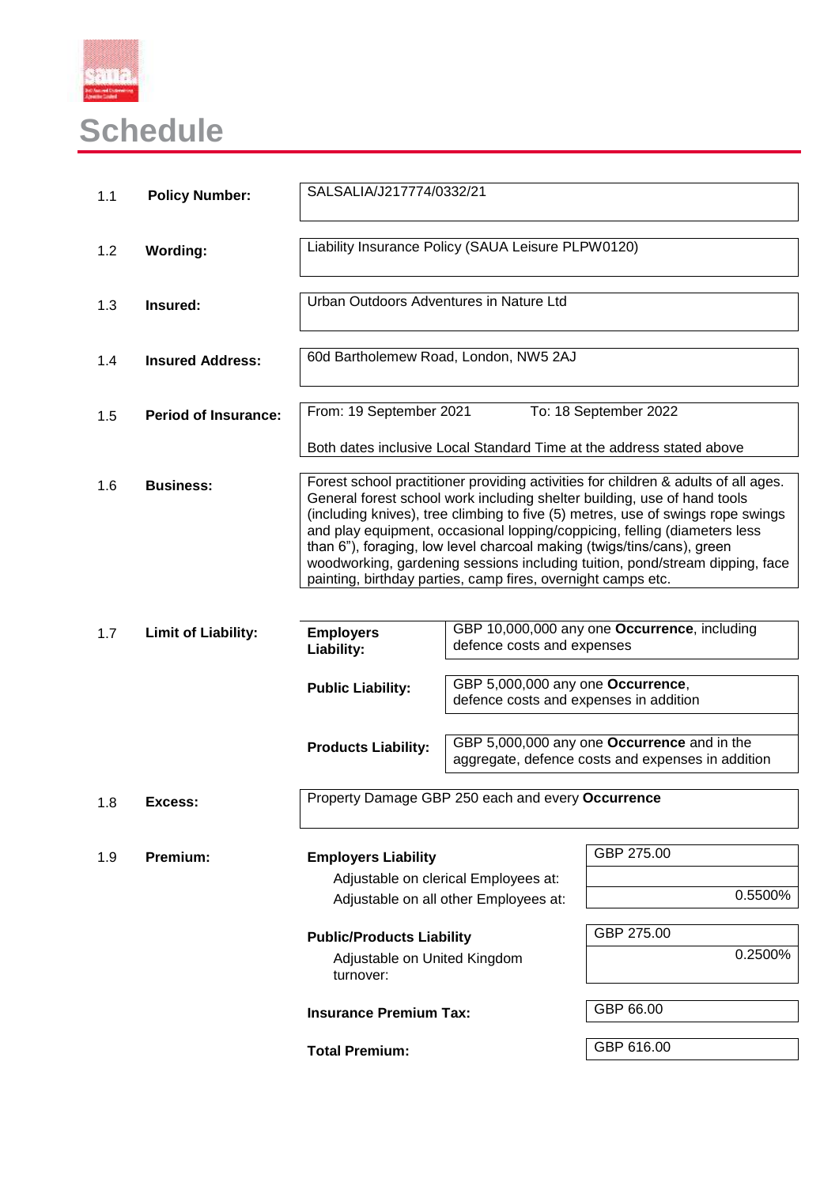# Schedule

| | | |
|---|---|---|
| 1.1 | **Policy Number:** | SALSALIA/J217774/0332/21 |
| 1.2 | **Wording:** | Liability Insurance Policy (SAUA Leisure PLPW0120) |
| 1.3 | **Insured:** | Urban Outdoors Adventures in Nature Ltd |
| 1.4 | **Insured Address:** | 60d Bartholemew Road, London, NW5 2AJ |
| 1.5 | **Period of Insurance:** | From: 19 September 2021 To: 18 September 2022<br><br>Both dates inclusive Local Standard Time at the address stated above |
| 1.6 | **Business:** | Forest school practitioner providing activities for children & adults of all ages. General forest school work including shelter building, use of hand tools (including knives), tree climbing to five (5) metres, use of swings rope swings and play equipment, occasional lopping/coppicing, felling (diameters less than 6"), foraging, low level charcoal making (twigs/tins/cans), green woodworking, gardening sessions including tuition, pond/stream dipping, face painting, birthday parties, camp fires, overnight camps etc. |

**1.7 Limit of Liability:**

| | |
|---|---|
| **Employers Liability:** | GBP 10,000,000 any one **Occurrence**, including defence costs and expenses |
| **Public Liability:** | GBP 5,000,000 any one **Occurrence**, defence costs and expenses in addition |
| **Products Liability:** | GBP 5,000,000 any one **Occurrence** and in the aggregate, defence costs and expenses in addition |

**1.8 Excess:** Property Damage GBP 250 each and every **Occurrence**

**1.9 Premium:**

| | |
|---|---|
| **Employers Liability** | GBP 275.00 |
| Adjustable on clerical Employees at: | |
| Adjustable on all other Employees at: | 0.5500% |
| **Public/Products Liability** | GBP 275.00 |
| Adjustable on United Kingdom turnover: | 0.2500% |
| **Insurance Premium Tax:** | GBP 66.00 |
| **Total Premium:** | GBP 616.00 |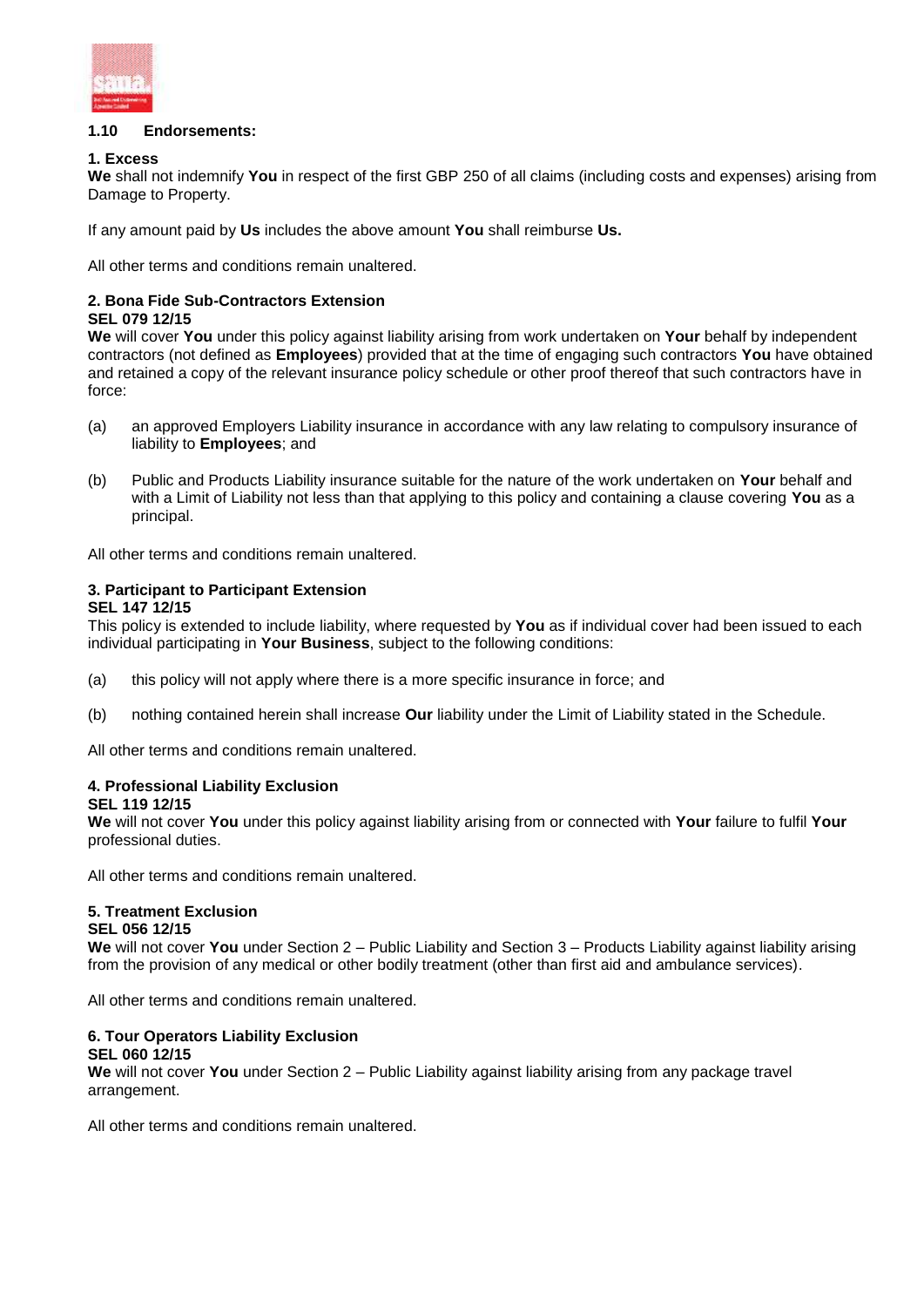## 1.10 Endorsements:

**1. Excess**

**We** shall not indemnify **You** in respect of the first GBP 250 of all claims (including costs and expenses) arising from Damage to Property.

If any amount paid by **Us** includes the above amount **You** shall reimburse **Us.**

All other terms and conditions remain unaltered.

**2. Bona Fide Sub-Contractors Extension**
**SEL 079 12/15**

**We** will cover **You** under this policy against liability arising from work undertaken on **Your** behalf by independent contractors (not defined as **Employees**) provided that at the time of engaging such contractors **You** have obtained and retained a copy of the relevant insurance policy schedule or other proof thereof that such contractors have in force:

(a) an approved Employers Liability insurance in accordance with any law relating to compulsory insurance of liability to **Employees**; and

(b) Public and Products Liability insurance suitable for the nature of the work undertaken on **Your** behalf and with a Limit of Liability not less than that applying to this policy and containing a clause covering **You** as a principal.

All other terms and conditions remain unaltered.

**3. Participant to Participant Extension**
**SEL 147 12/15**

This policy is extended to include liability, where requested by **You** as if individual cover had been issued to each individual participating in **Your Business**, subject to the following conditions:

(a) this policy will not apply where there is a more specific insurance in force; and

(b) nothing contained herein shall increase **Our** liability under the Limit of Liability stated in the Schedule.

All other terms and conditions remain unaltered.

**4. Professional Liability Exclusion**
**SEL 119 12/15**

**We** will not cover **You** under this policy against liability arising from or connected with **Your** failure to fulfil **Your** professional duties.

All other terms and conditions remain unaltered.

**5. Treatment Exclusion**
**SEL 056 12/15**

**We** will not cover **You** under Section 2 – Public Liability and Section 3 – Products Liability against liability arising from the provision of any medical or other bodily treatment (other than first aid and ambulance services).

All other terms and conditions remain unaltered.

**6. Tour Operators Liability Exclusion**
**SEL 060 12/15**

**We** will not cover **You** under Section 2 – Public Liability against liability arising from any package travel arrangement.

All other terms and conditions remain unaltered.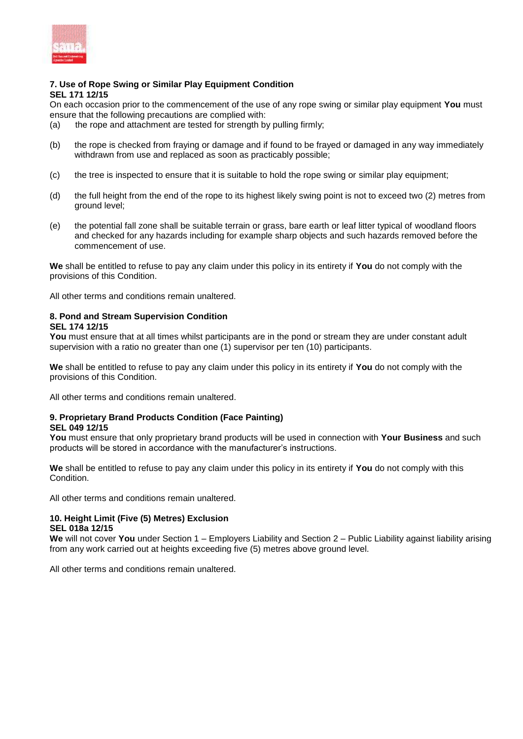## 7. Use of Rope Swing or Similar Play Equipment Condition

**SEL 171 12/15**

On each occasion prior to the commencement of the use of any rope swing or similar play equipment **You** must ensure that the following precautions are complied with:

(a) the rope and attachment are tested for strength by pulling firmly;

(b) the rope is checked from fraying or damage and if found to be frayed or damaged in any way immediately withdrawn from use and replaced as soon as practicably possible;

(c) the tree is inspected to ensure that it is suitable to hold the rope swing or similar play equipment;

(d) the full height from the end of the rope to its highest likely swing point is not to exceed two (2) metres from ground level;

(e) the potential fall zone shall be suitable terrain or grass, bare earth or leaf litter typical of woodland floors and checked for any hazards including for example sharp objects and such hazards removed before the commencement of use.

**We** shall be entitled to refuse to pay any claim under this policy in its entirety if **You** do not comply with the provisions of this Condition.

All other terms and conditions remain unaltered.

## 8. Pond and Stream Supervision Condition

**SEL 174 12/15**

**You** must ensure that at all times whilst participants are in the pond or stream they are under constant adult supervision with a ratio no greater than one (1) supervisor per ten (10) participants.

**We** shall be entitled to refuse to pay any claim under this policy in its entirety if **You** do not comply with the provisions of this Condition.

All other terms and conditions remain unaltered.

## 9. Proprietary Brand Products Condition (Face Painting)

**SEL 049 12/15**

**You** must ensure that only proprietary brand products will be used in connection with **Your Business** and such products will be stored in accordance with the manufacturer's instructions.

**We** shall be entitled to refuse to pay any claim under this policy in its entirety if **You** do not comply with this Condition.

All other terms and conditions remain unaltered.

## 10. Height Limit (Five (5) Metres) Exclusion

**SEL 018a 12/15**

**We** will not cover **You** under Section 1 – Employers Liability and Section 2 – Public Liability against liability arising from any work carried out at heights exceeding five (5) metres above ground level.

All other terms and conditions remain unaltered.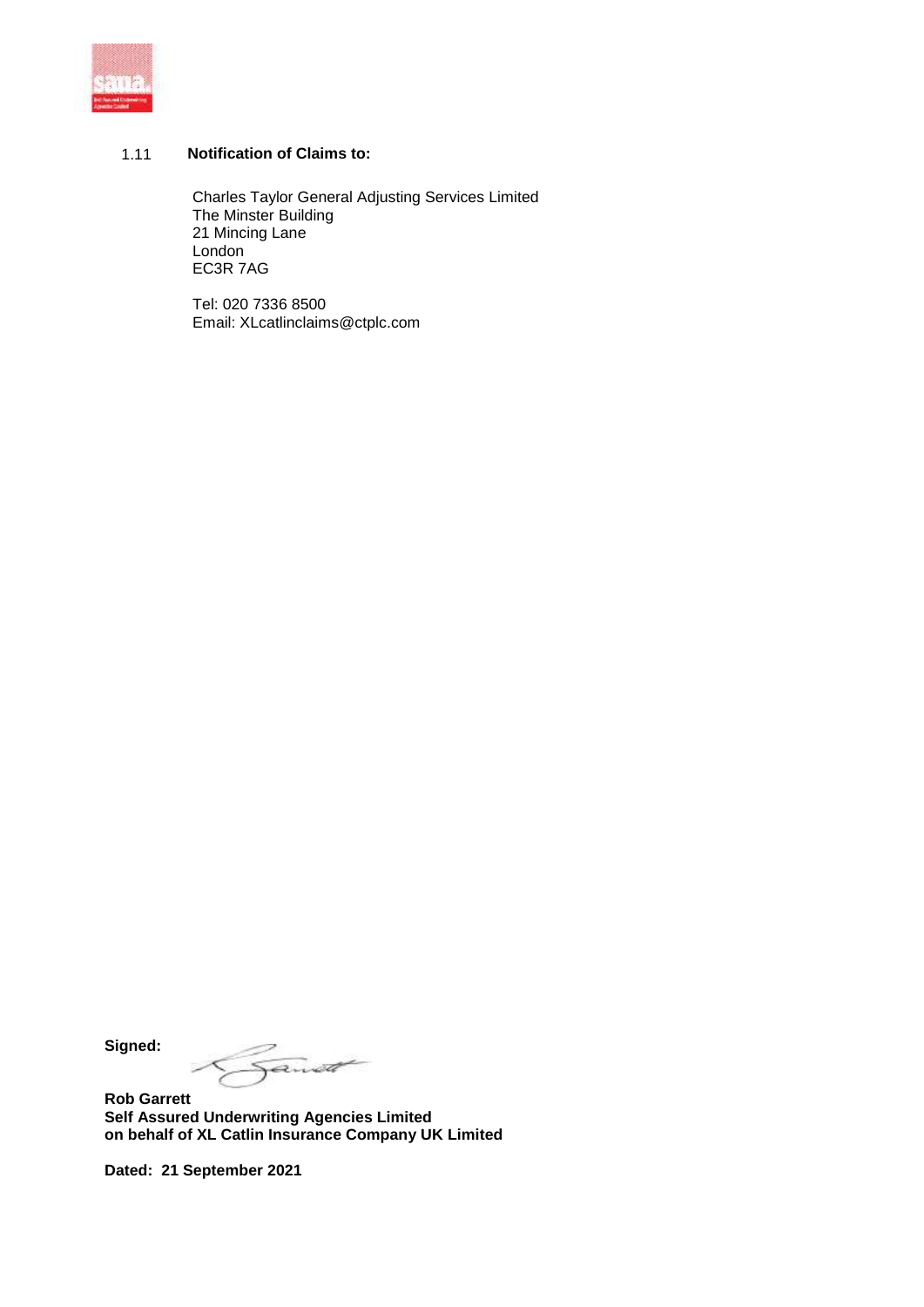## 1.11 Notification of Claims to:

Charles Taylor General Adjusting Services Limited
The Minster Building
21 Mincing Lane
London
EC3R 7AG

Tel: 020 7336 8500
Email: XLcatlinclaims@ctplc.com

**Signed:**

**Rob Garrett**
**Self Assured Underwriting Agencies Limited**
**on behalf of XL Catlin Insurance Company UK Limited**

**Dated: 21 September 2021**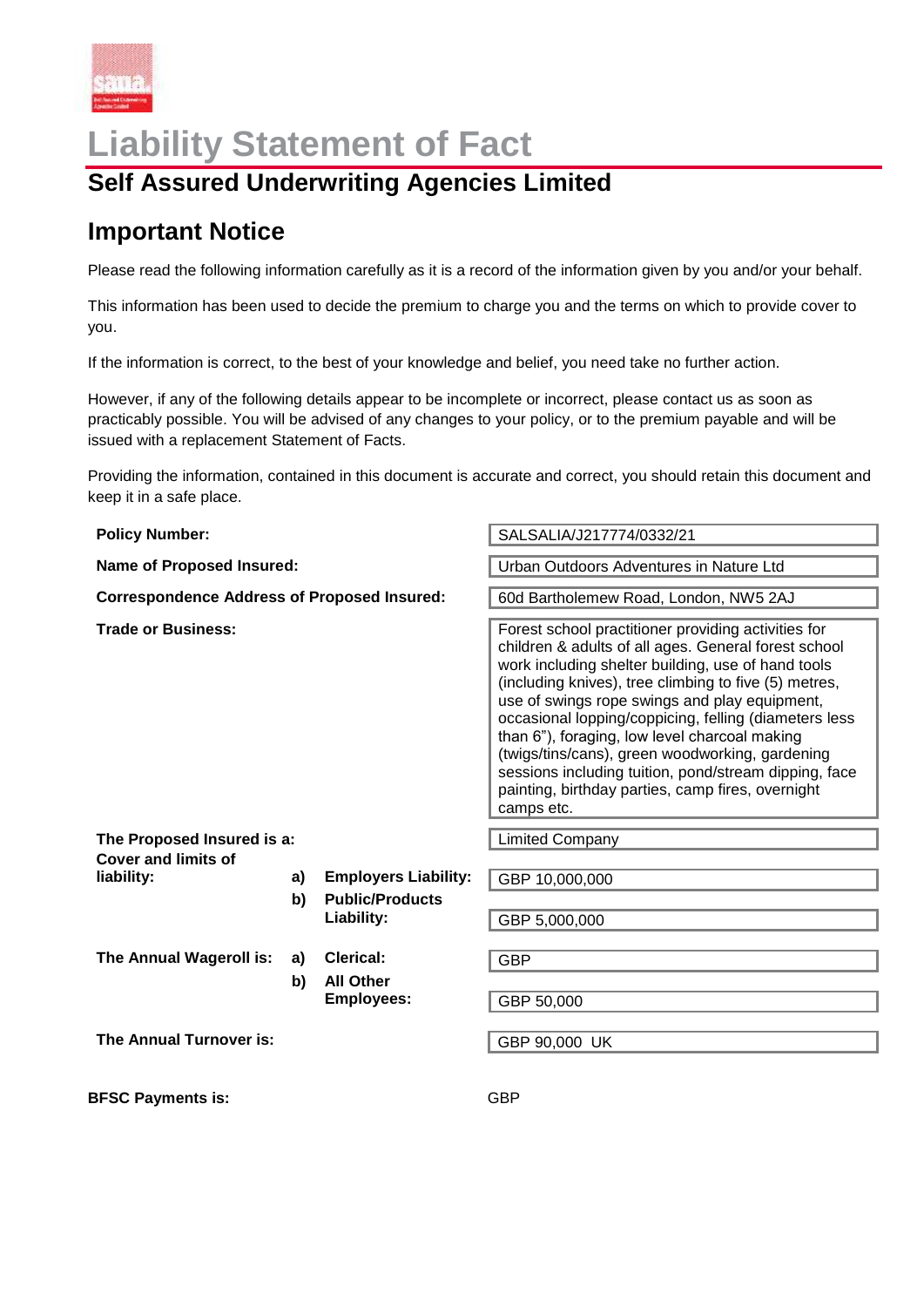# Liability Statement of Fact

## Self Assured Underwriting Agencies Limited

## Important Notice

Please read the following information carefully as it is a record of the information given by you and/or your behalf.

This information has been used to decide the premium to charge you and the terms on which to provide cover to you.

If the information is correct, to the best of your knowledge and belief, you need take no further action.

However, if any of the following details appear to be incomplete or incorrect, please contact us as soon as practicably possible. You will be advised of any changes to your policy, or to the premium payable and will be issued with a replacement Statement of Facts.

Providing the information, contained in this document is accurate and correct, you should retain this document and keep it in a safe place.

| | | | |
|---|---|---|---|
| **Policy Number:** | | | SALSALIA/J217774/0332/21 |
| **Name of Proposed Insured:** | | | Urban Outdoors Adventures in Nature Ltd |
| **Correspondence Address of Proposed Insured:** | | | 60d Bartholemew Road, London, NW5 2AJ |
| **Trade or Business:** | | | Forest school practitioner providing activities for children & adults of all ages. General forest school work including shelter building, use of hand tools (including knives), tree climbing to five (5) metres, use of swings rope swings and play equipment, occasional lopping/coppicing, felling (diameters less than 6"), foraging, low level charcoal making (twigs/tins/cans), green woodworking, gardening sessions including tuition, pond/stream dipping, face painting, birthday parties, camp fires, overnight camps etc. |
| **The Proposed Insured is a:** | | | Limited Company |
| **Cover and limits of liability:** | **a)** | **Employers Liability:** | GBP 10,000,000 |
| | **b)** | **Public/Products Liability:** | GBP 5,000,000 |
| **The Annual Wageroll is:** | **a)** | **Clerical:** | GBP |
| | **b)** | **All Other Employees:** | GBP 50,000 |
| **The Annual Turnover is:** | | | GBP 90,000 UK |
| **BFSC Payments is:** | | | GBP |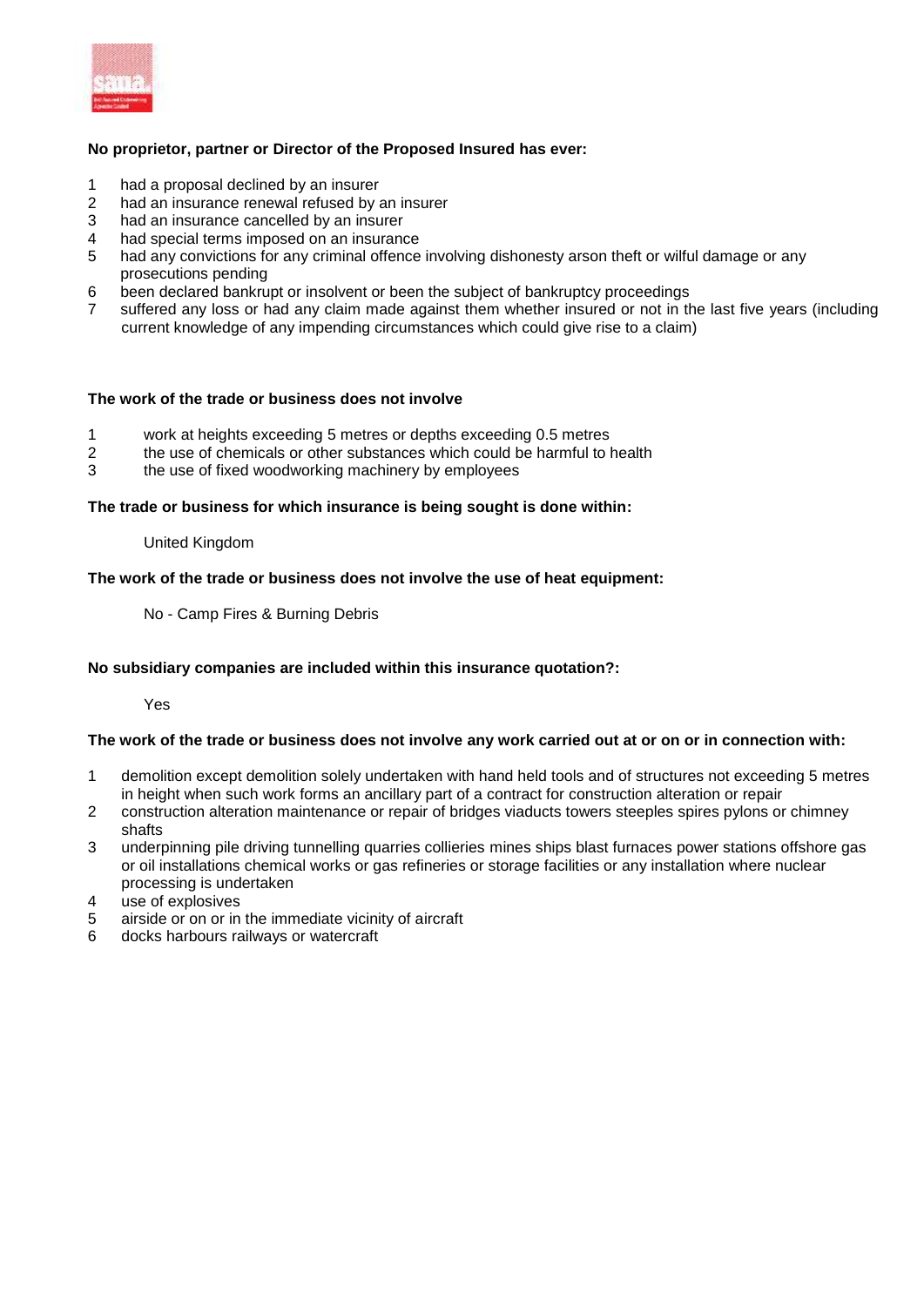**No proprietor, partner or Director of the Proposed Insured has ever:**

1. had a proposal declined by an insurer
2. had an insurance renewal refused by an insurer
3. had an insurance cancelled by an insurer
4. had special terms imposed on an insurance
5. had any convictions for any criminal offence involving dishonesty arson theft or wilful damage or any prosecutions pending
6. been declared bankrupt or insolvent or been the subject of bankruptcy proceedings
7. suffered any loss or had any claim made against them whether insured or not in the last five years (including current knowledge of any impending circumstances which could give rise to a claim)

**The work of the trade or business does not involve**

1. work at heights exceeding 5 metres or depths exceeding 0.5 metres
2. the use of chemicals or other substances which could be harmful to health
3. the use of fixed woodworking machinery by employees

**The trade or business for which insurance is being sought is done within:**

United Kingdom

**The work of the trade or business does not involve the use of heat equipment:**

No - Camp Fires & Burning Debris

**No subsidiary companies are included within this insurance quotation?:**

Yes

**The work of the trade or business does not involve any work carried out at or on or in connection with:**

1. demolition except demolition solely undertaken with hand held tools and of structures not exceeding 5 metres in height when such work forms an ancillary part of a contract for construction alteration or repair
2. construction alteration maintenance or repair of bridges viaducts towers steeples spires pylons or chimney shafts
3. underpinning pile driving tunnelling quarries collieries mines ships blast furnaces power stations offshore gas or oil installations chemical works or gas refineries or storage facilities or any installation where nuclear processing is undertaken
4. use of explosives
5. airside or on or in the immediate vicinity of aircraft
6. docks harbours railways or watercraft